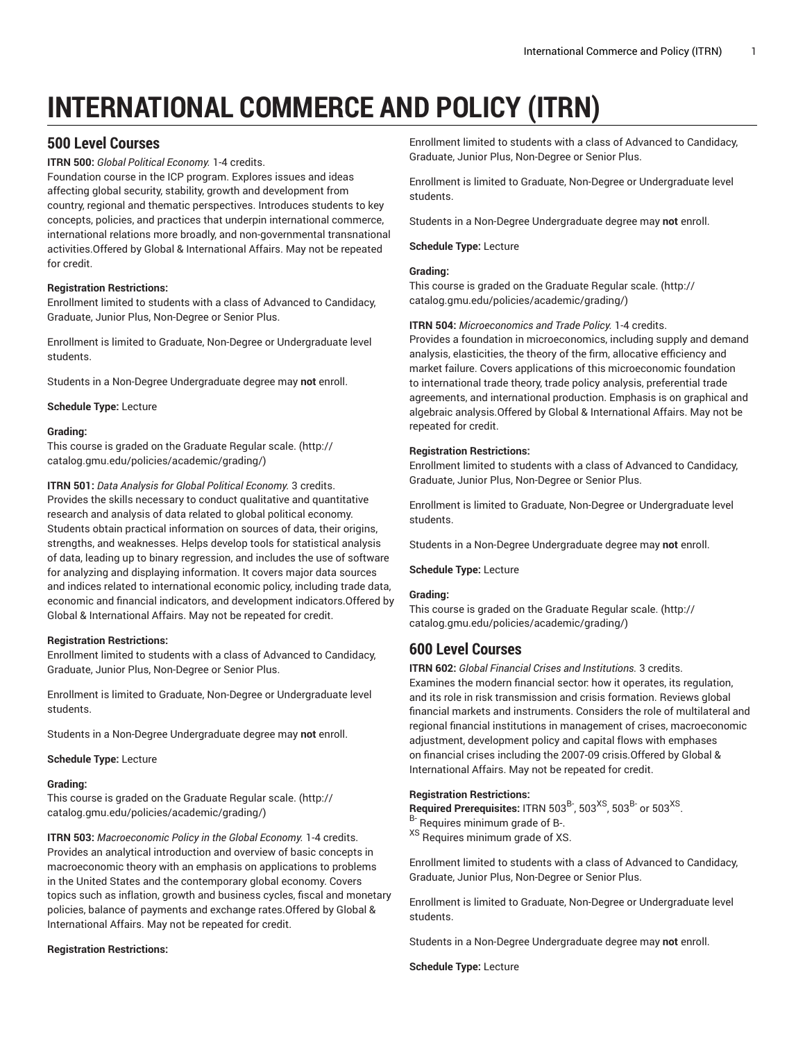# INTERNATIONAL COMMERCE AND POLICY (ITRN)

## 500 Level Courses

**ITRN 500:** *Global Political Economy.* 1-4 credits.
Foundation course in the ICP program. Explores issues and ideas affecting global security, stability, growth and development from country, regional and thematic perspectives. Introduces students to key concepts, policies, and practices that underpin international commerce, international relations more broadly, and non-governmental transnational activities.Offered by Global & International Affairs. May not be repeated for credit.

**Registration Restrictions:**
Enrollment limited to students with a class of Advanced to Candidacy, Graduate, Junior Plus, Non-Degree or Senior Plus.

Enrollment is limited to Graduate, Non-Degree or Undergraduate level students.

Students in a Non-Degree Undergraduate degree may **not** enroll.

**Schedule Type:** Lecture

**Grading:**
This course is graded on the Graduate Regular scale. (http://catalog.gmu.edu/policies/academic/grading/)

**ITRN 501:** *Data Analysis for Global Political Economy.* 3 credits.
Provides the skills necessary to conduct qualitative and quantitative research and analysis of data related to global political economy. Students obtain practical information on sources of data, their origins, strengths, and weaknesses. Helps develop tools for statistical analysis of data, leading up to binary regression, and includes the use of software for analyzing and displaying information. It covers major data sources and indices related to international economic policy, including trade data, economic and financial indicators, and development indicators.Offered by Global & International Affairs. May not be repeated for credit.

**Registration Restrictions:**
Enrollment limited to students with a class of Advanced to Candidacy, Graduate, Junior Plus, Non-Degree or Senior Plus.

Enrollment is limited to Graduate, Non-Degree or Undergraduate level students.

Students in a Non-Degree Undergraduate degree may **not** enroll.

**Schedule Type:** Lecture

**Grading:**
This course is graded on the Graduate Regular scale. (http://catalog.gmu.edu/policies/academic/grading/)

**ITRN 503:** *Macroeconomic Policy in the Global Economy.* 1-4 credits.
Provides an analytical introduction and overview of basic concepts in macroeconomic theory with an emphasis on applications to problems in the United States and the contemporary global economy. Covers topics such as inflation, growth and business cycles, fiscal and monetary policies, balance of payments and exchange rates.Offered by Global & International Affairs. May not be repeated for credit.

**Registration Restrictions:**
Enrollment limited to students with a class of Advanced to Candidacy, Graduate, Junior Plus, Non-Degree or Senior Plus.

Enrollment is limited to Graduate, Non-Degree or Undergraduate level students.

Students in a Non-Degree Undergraduate degree may **not** enroll.

**Schedule Type:** Lecture

**Grading:**
This course is graded on the Graduate Regular scale. (http://catalog.gmu.edu/policies/academic/grading/)

**ITRN 504:** *Microeconomics and Trade Policy.* 1-4 credits.
Provides a foundation in microeconomics, including supply and demand analysis, elasticities, the theory of the firm, allocative efficiency and market failure. Covers applications of this microeconomic foundation to international trade theory, trade policy analysis, preferential trade agreements, and international production. Emphasis is on graphical and algebraic analysis.Offered by Global & International Affairs. May not be repeated for credit.

**Registration Restrictions:**
Enrollment limited to students with a class of Advanced to Candidacy, Graduate, Junior Plus, Non-Degree or Senior Plus.

Enrollment is limited to Graduate, Non-Degree or Undergraduate level students.

Students in a Non-Degree Undergraduate degree may **not** enroll.

**Schedule Type:** Lecture

**Grading:**
This course is graded on the Graduate Regular scale. (http://catalog.gmu.edu/policies/academic/grading/)

## 600 Level Courses

**ITRN 602:** *Global Financial Crises and Institutions.* 3 credits.
Examines the modern financial sector: how it operates, its regulation, and its role in risk transmission and crisis formation. Reviews global financial markets and instruments. Considers the role of multilateral and regional financial institutions in management of crises, macroeconomic adjustment, development policy and capital flows with emphases on financial crises including the 2007-09 crisis.Offered by Global & International Affairs. May not be repeated for credit.

**Registration Restrictions:**
**Required Prerequisites:** ITRN 503[B-], 503[XS], 503[B-] or 503[XS].
[B-] Requires minimum grade of B-.
[XS] Requires minimum grade of XS.

Enrollment limited to students with a class of Advanced to Candidacy, Graduate, Junior Plus, Non-Degree or Senior Plus.

Enrollment is limited to Graduate, Non-Degree or Undergraduate level students.

Students in a Non-Degree Undergraduate degree may **not** enroll.

**Schedule Type:** Lecture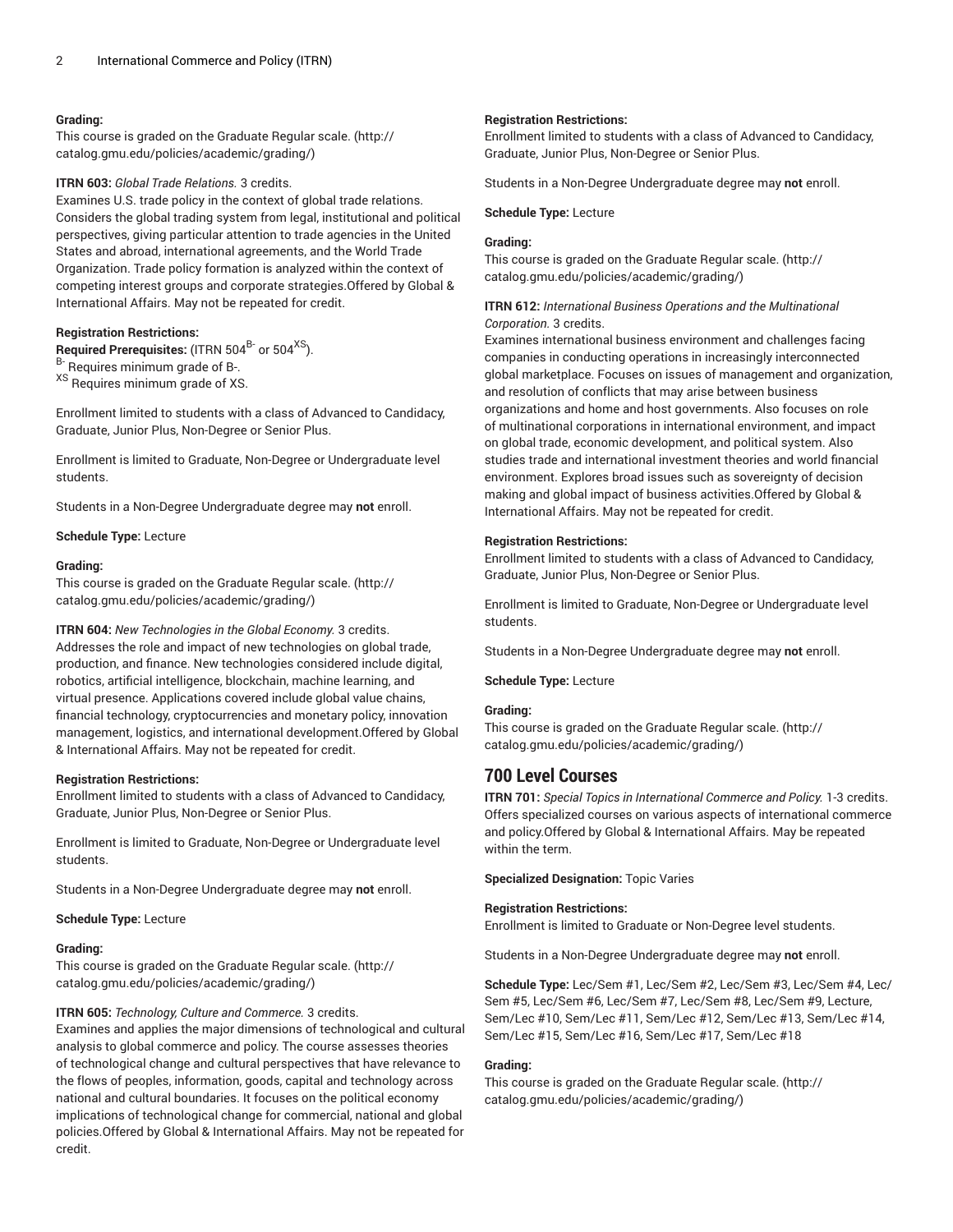**Grading:**
This course is graded on the Graduate Regular scale. (http://catalog.gmu.edu/policies/academic/grading/)

**ITRN 603:** *Global Trade Relations.* 3 credits.
Examines U.S. trade policy in the context of global trade relations. Considers the global trading system from legal, institutional and political perspectives, giving particular attention to trade agencies in the United States and abroad, international agreements, and the World Trade Organization. Trade policy formation is analyzed within the context of competing interest groups and corporate strategies.Offered by Global & International Affairs. May not be repeated for credit.

**Registration Restrictions:**
**Required Prerequisites:** (ITRN 504[B-] or 504[XS]).
[B-] Requires minimum grade of B-.
[XS] Requires minimum grade of XS.

Enrollment limited to students with a class of Advanced to Candidacy, Graduate, Junior Plus, Non-Degree or Senior Plus.

Enrollment is limited to Graduate, Non-Degree or Undergraduate level students.

Students in a Non-Degree Undergraduate degree may **not** enroll.

**Schedule Type:** Lecture

**Grading:**
This course is graded on the Graduate Regular scale. (http://catalog.gmu.edu/policies/academic/grading/)

**ITRN 604:** *New Technologies in the Global Economy.* 3 credits.
Addresses the role and impact of new technologies on global trade, production, and finance. New technologies considered include digital, robotics, artificial intelligence, blockchain, machine learning, and virtual presence. Applications covered include global value chains, financial technology, cryptocurrencies and monetary policy, innovation management, logistics, and international development.Offered by Global & International Affairs. May not be repeated for credit.

**Registration Restrictions:**
Enrollment limited to students with a class of Advanced to Candidacy, Graduate, Junior Plus, Non-Degree or Senior Plus.

Enrollment is limited to Graduate, Non-Degree or Undergraduate level students.

Students in a Non-Degree Undergraduate degree may **not** enroll.

**Schedule Type:** Lecture

**Grading:**
This course is graded on the Graduate Regular scale. (http://catalog.gmu.edu/policies/academic/grading/)

**ITRN 605:** *Technology, Culture and Commerce.* 3 credits.
Examines and applies the major dimensions of technological and cultural analysis to global commerce and policy. The course assesses theories of technological change and cultural perspectives that have relevance to the flows of peoples, information, goods, capital and technology across national and cultural boundaries. It focuses on the political economy implications of technological change for commercial, national and global policies.Offered by Global & International Affairs. May not be repeated for credit.

**Registration Restrictions:**
Enrollment limited to students with a class of Advanced to Candidacy, Graduate, Junior Plus, Non-Degree or Senior Plus.

Students in a Non-Degree Undergraduate degree may **not** enroll.

**Schedule Type:** Lecture

**Grading:**
This course is graded on the Graduate Regular scale. (http://catalog.gmu.edu/policies/academic/grading/)

**ITRN 612:** *International Business Operations and the Multinational Corporation.* 3 credits.
Examines international business environment and challenges facing companies in conducting operations in increasingly interconnected global marketplace. Focuses on issues of management and organization, and resolution of conflicts that may arise between business organizations and home and host governments. Also focuses on role of multinational corporations in international environment, and impact on global trade, economic development, and political system. Also studies trade and international investment theories and world financial environment. Explores broad issues such as sovereignty of decision making and global impact of business activities.Offered by Global & International Affairs. May not be repeated for credit.

**Registration Restrictions:**
Enrollment limited to students with a class of Advanced to Candidacy, Graduate, Junior Plus, Non-Degree or Senior Plus.

Enrollment is limited to Graduate, Non-Degree or Undergraduate level students.

Students in a Non-Degree Undergraduate degree may **not** enroll.

**Schedule Type:** Lecture

**Grading:**
This course is graded on the Graduate Regular scale. (http://catalog.gmu.edu/policies/academic/grading/)

## 700 Level Courses

**ITRN 701:** *Special Topics in International Commerce and Policy.* 1-3 credits.
Offers specialized courses on various aspects of international commerce and policy.Offered by Global & International Affairs. May be repeated within the term.

**Specialized Designation:** Topic Varies

**Registration Restrictions:**
Enrollment is limited to Graduate or Non-Degree level students.

Students in a Non-Degree Undergraduate degree may **not** enroll.

**Schedule Type:** Lec/Sem #1, Lec/Sem #2, Lec/Sem #3, Lec/Sem #4, Lec/Sem #5, Lec/Sem #6, Lec/Sem #7, Lec/Sem #8, Lec/Sem #9, Lecture, Sem/Lec #10, Sem/Lec #11, Sem/Lec #12, Sem/Lec #13, Sem/Lec #14, Sem/Lec #15, Sem/Lec #16, Sem/Lec #17, Sem/Lec #18

**Grading:**
This course is graded on the Graduate Regular scale. (http://catalog.gmu.edu/policies/academic/grading/)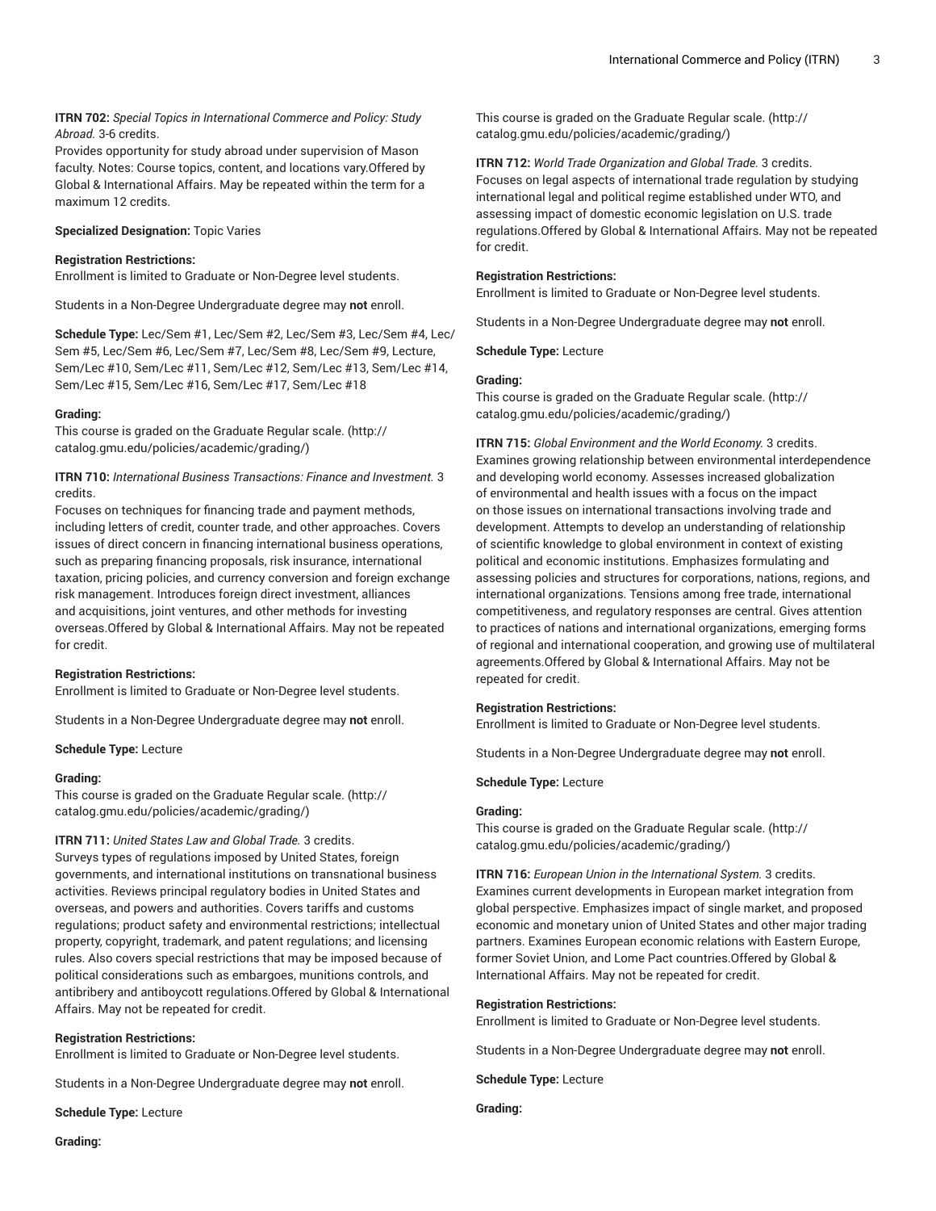**ITRN 702:** *Special Topics in International Commerce and Policy: Study Abroad.* 3-6 credits.
Provides opportunity for study abroad under supervision of Mason faculty. Notes: Course topics, content, and locations vary.Offered by Global & International Affairs. May be repeated within the term for a maximum 12 credits.

**Specialized Designation:** Topic Varies

**Registration Restrictions:**
Enrollment is limited to Graduate or Non-Degree level students.

Students in a Non-Degree Undergraduate degree may **not** enroll.

**Schedule Type:** Lec/Sem #1, Lec/Sem #2, Lec/Sem #3, Lec/Sem #4, Lec/Sem #5, Lec/Sem #6, Lec/Sem #7, Lec/Sem #8, Lec/Sem #9, Lecture, Sem/Lec #10, Sem/Lec #11, Sem/Lec #12, Sem/Lec #13, Sem/Lec #14, Sem/Lec #15, Sem/Lec #16, Sem/Lec #17, Sem/Lec #18

**Grading:**
This course is graded on the Graduate Regular scale. (http://catalog.gmu.edu/policies/academic/grading/)

**ITRN 710:** *International Business Transactions: Finance and Investment.* 3 credits.
Focuses on techniques for financing trade and payment methods, including letters of credit, counter trade, and other approaches. Covers issues of direct concern in financing international business operations, such as preparing financing proposals, risk insurance, international taxation, pricing policies, and currency conversion and foreign exchange risk management. Introduces foreign direct investment, alliances and acquisitions, joint ventures, and other methods for investing overseas.Offered by Global & International Affairs. May not be repeated for credit.

**Registration Restrictions:**
Enrollment is limited to Graduate or Non-Degree level students.

Students in a Non-Degree Undergraduate degree may **not** enroll.

**Schedule Type:** Lecture

**Grading:**
This course is graded on the Graduate Regular scale. (http://catalog.gmu.edu/policies/academic/grading/)

**ITRN 711:** *United States Law and Global Trade.* 3 credits.
Surveys types of regulations imposed by United States, foreign governments, and international institutions on transnational business activities. Reviews principal regulatory bodies in United States and overseas, and powers and authorities. Covers tariffs and customs regulations; product safety and environmental restrictions; intellectual property, copyright, trademark, and patent regulations; and licensing rules. Also covers special restrictions that may be imposed because of political considerations such as embargoes, munitions controls, and antibribery and antiboycott regulations.Offered by Global & International Affairs. May not be repeated for credit.

**Registration Restrictions:**
Enrollment is limited to Graduate or Non-Degree level students.

Students in a Non-Degree Undergraduate degree may **not** enroll.

**Schedule Type:** Lecture

**Grading:**
This course is graded on the Graduate Regular scale. (http://catalog.gmu.edu/policies/academic/grading/)

**ITRN 712:** *World Trade Organization and Global Trade.* 3 credits.
Focuses on legal aspects of international trade regulation by studying international legal and political regime established under WTO, and assessing impact of domestic economic legislation on U.S. trade regulations.Offered by Global & International Affairs. May not be repeated for credit.

**Registration Restrictions:**
Enrollment is limited to Graduate or Non-Degree level students.

Students in a Non-Degree Undergraduate degree may **not** enroll.

**Schedule Type:** Lecture

**Grading:**
This course is graded on the Graduate Regular scale. (http://catalog.gmu.edu/policies/academic/grading/)

**ITRN 715:** *Global Environment and the World Economy.* 3 credits.
Examines growing relationship between environmental interdependence and developing world economy. Assesses increased globalization of environmental and health issues with a focus on the impact on those issues on international transactions involving trade and development. Attempts to develop an understanding of relationship of scientific knowledge to global environment in context of existing political and economic institutions. Emphasizes formulating and assessing policies and structures for corporations, nations, regions, and international organizations. Tensions among free trade, international competitiveness, and regulatory responses are central. Gives attention to practices of nations and international organizations, emerging forms of regional and international cooperation, and growing use of multilateral agreements.Offered by Global & International Affairs. May not be repeated for credit.

**Registration Restrictions:**
Enrollment is limited to Graduate or Non-Degree level students.

Students in a Non-Degree Undergraduate degree may **not** enroll.

**Schedule Type:** Lecture

**Grading:**
This course is graded on the Graduate Regular scale. (http://catalog.gmu.edu/policies/academic/grading/)

**ITRN 716:** *European Union in the International System.* 3 credits.
Examines current developments in European market integration from global perspective. Emphasizes impact of single market, and proposed economic and monetary union of United States and other major trading partners. Examines European economic relations with Eastern Europe, former Soviet Union, and Lome Pact countries.Offered by Global & International Affairs. May not be repeated for credit.

**Registration Restrictions:**
Enrollment is limited to Graduate or Non-Degree level students.

Students in a Non-Degree Undergraduate degree may **not** enroll.

**Schedule Type:** Lecture

**Grading:**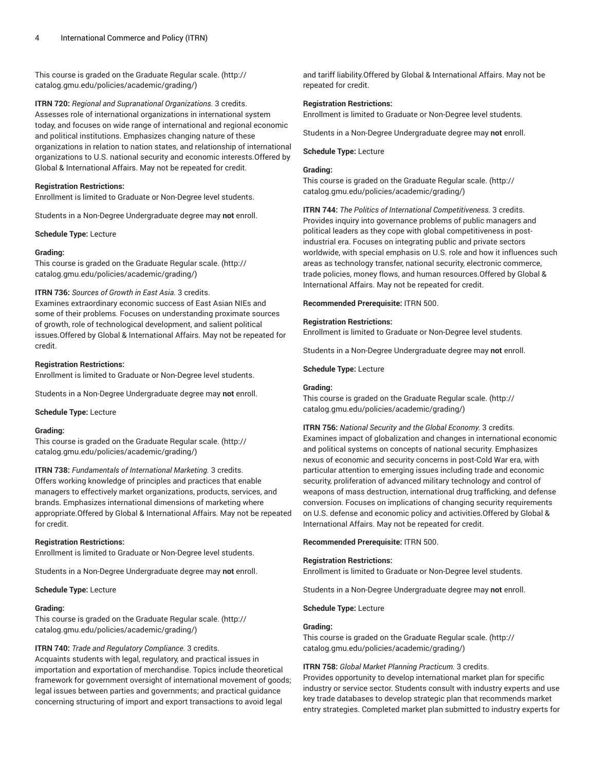This course is graded on the Graduate Regular scale. (http://catalog.gmu.edu/policies/academic/grading/)

**ITRN 720:** *Regional and Supranational Organizations.* 3 credits.
Assesses role of international organizations in international system today, and focuses on wide range of international and regional economic and political institutions. Emphasizes changing nature of these organizations in relation to nation states, and relationship of international organizations to U.S. national security and economic interests.Offered by Global & International Affairs. May not be repeated for credit.

**Registration Restrictions:**
Enrollment is limited to Graduate or Non-Degree level students.

Students in a Non-Degree Undergraduate degree may **not** enroll.

**Schedule Type:** Lecture

**Grading:**
This course is graded on the Graduate Regular scale. (http://catalog.gmu.edu/policies/academic/grading/)

**ITRN 736:** *Sources of Growth in East Asia.* 3 credits.
Examines extraordinary economic success of East Asian NIEs and some of their problems. Focuses on understanding proximate sources of growth, role of technological development, and salient political issues.Offered by Global & International Affairs. May not be repeated for credit.

**Registration Restrictions:**
Enrollment is limited to Graduate or Non-Degree level students.

Students in a Non-Degree Undergraduate degree may **not** enroll.

**Schedule Type:** Lecture

**Grading:**
This course is graded on the Graduate Regular scale. (http://catalog.gmu.edu/policies/academic/grading/)

**ITRN 738:** *Fundamentals of International Marketing.* 3 credits.
Offers working knowledge of principles and practices that enable managers to effectively market organizations, products, services, and brands. Emphasizes international dimensions of marketing where appropriate.Offered by Global & International Affairs. May not be repeated for credit.

**Registration Restrictions:**
Enrollment is limited to Graduate or Non-Degree level students.

Students in a Non-Degree Undergraduate degree may **not** enroll.

**Schedule Type:** Lecture

**Grading:**
This course is graded on the Graduate Regular scale. (http://catalog.gmu.edu/policies/academic/grading/)

**ITRN 740:** *Trade and Regulatory Compliance.* 3 credits.
Acquaints students with legal, regulatory, and practical issues in importation and exportation of merchandise. Topics include theoretical framework for government oversight of international movement of goods; legal issues between parties and governments; and practical guidance concerning structuring of import and export transactions to avoid legal and tariff liability.Offered by Global & International Affairs. May not be repeated for credit.

**Registration Restrictions:**
Enrollment is limited to Graduate or Non-Degree level students.

Students in a Non-Degree Undergraduate degree may **not** enroll.

**Schedule Type:** Lecture

**Grading:**
This course is graded on the Graduate Regular scale. (http://catalog.gmu.edu/policies/academic/grading/)

**ITRN 744:** *The Politics of International Competitiveness.* 3 credits.
Provides inquiry into governance problems of public managers and political leaders as they cope with global competitiveness in post-industrial era. Focuses on integrating public and private sectors worldwide, with special emphasis on U.S. role and how it influences such areas as technology transfer, national security, electronic commerce, trade policies, money flows, and human resources.Offered by Global & International Affairs. May not be repeated for credit.

**Recommended Prerequisite:** ITRN 500.

**Registration Restrictions:**
Enrollment is limited to Graduate or Non-Degree level students.

Students in a Non-Degree Undergraduate degree may **not** enroll.

**Schedule Type:** Lecture

**Grading:**
This course is graded on the Graduate Regular scale. (http://catalog.gmu.edu/policies/academic/grading/)

**ITRN 756:** *National Security and the Global Economy.* 3 credits.
Examines impact of globalization and changes in international economic and political systems on concepts of national security. Emphasizes nexus of economic and security concerns in post-Cold War era, with particular attention to emerging issues including trade and economic security, proliferation of advanced military technology and control of weapons of mass destruction, international drug trafficking, and defense conversion. Focuses on implications of changing security requirements on U.S. defense and economic policy and activities.Offered by Global & International Affairs. May not be repeated for credit.

**Recommended Prerequisite:** ITRN 500.

**Registration Restrictions:**
Enrollment is limited to Graduate or Non-Degree level students.

Students in a Non-Degree Undergraduate degree may **not** enroll.

**Schedule Type:** Lecture

**Grading:**
This course is graded on the Graduate Regular scale. (http://catalog.gmu.edu/policies/academic/grading/)

**ITRN 758:** *Global Market Planning Practicum.* 3 credits.
Provides opportunity to develop international market plan for specific industry or service sector. Students consult with industry experts and use key trade databases to develop strategic plan that recommends market entry strategies. Completed market plan submitted to industry experts for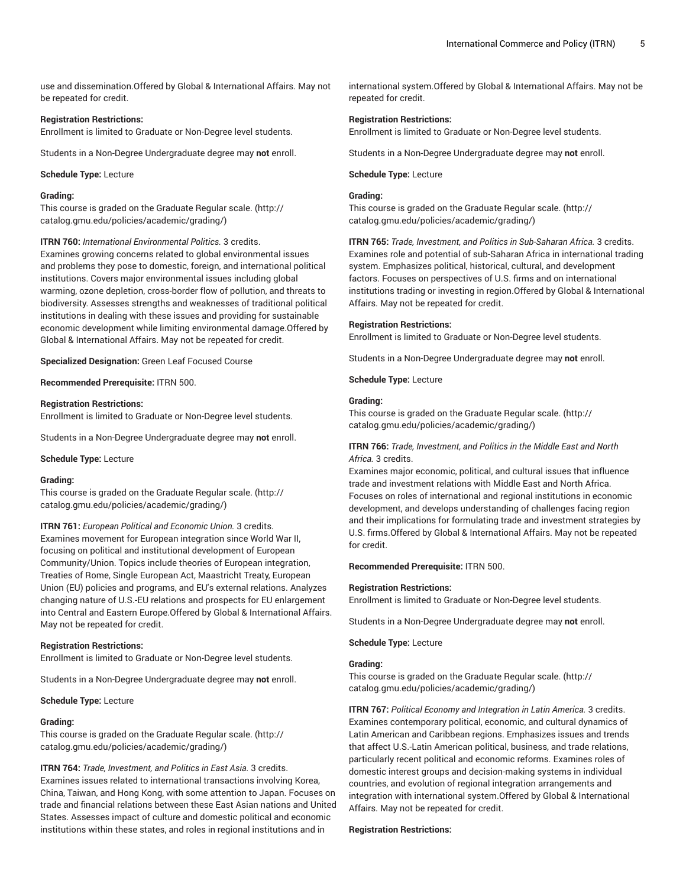use and dissemination.Offered by Global & International Affairs. May not be repeated for credit.

**Registration Restrictions:**
Enrollment is limited to Graduate or Non-Degree level students.

Students in a Non-Degree Undergraduate degree may **not** enroll.

**Schedule Type:** Lecture

**Grading:**
This course is graded on the Graduate Regular scale. (http://catalog.gmu.edu/policies/academic/grading/)

**ITRN 760:** *International Environmental Politics.* 3 credits.
Examines growing concerns related to global environmental issues and problems they pose to domestic, foreign, and international political institutions. Covers major environmental issues including global warming, ozone depletion, cross-border flow of pollution, and threats to biodiversity. Assesses strengths and weaknesses of traditional political institutions in dealing with these issues and providing for sustainable economic development while limiting environmental damage.Offered by Global & International Affairs. May not be repeated for credit.

**Specialized Designation:** Green Leaf Focused Course

**Recommended Prerequisite:** ITRN 500.

**Registration Restrictions:**
Enrollment is limited to Graduate or Non-Degree level students.

Students in a Non-Degree Undergraduate degree may **not** enroll.

**Schedule Type:** Lecture

**Grading:**
This course is graded on the Graduate Regular scale. (http://catalog.gmu.edu/policies/academic/grading/)

**ITRN 761:** *European Political and Economic Union.* 3 credits.
Examines movement for European integration since World War II, focusing on political and institutional development of European Community/Union. Topics include theories of European integration, Treaties of Rome, Single European Act, Maastricht Treaty, European Union (EU) policies and programs, and EU's external relations. Analyzes changing nature of U.S.-EU relations and prospects for EU enlargement into Central and Eastern Europe.Offered by Global & International Affairs. May not be repeated for credit.

**Registration Restrictions:**
Enrollment is limited to Graduate or Non-Degree level students.

Students in a Non-Degree Undergraduate degree may **not** enroll.

**Schedule Type:** Lecture

**Grading:**
This course is graded on the Graduate Regular scale. (http://catalog.gmu.edu/policies/academic/grading/)

**ITRN 764:** *Trade, Investment, and Politics in East Asia.* 3 credits.
Examines issues related to international transactions involving Korea, China, Taiwan, and Hong Kong, with some attention to Japan. Focuses on trade and financial relations between these East Asian nations and United States. Assesses impact of culture and domestic political and economic institutions within these states, and roles in regional institutions and in international system.Offered by Global & International Affairs. May not be repeated for credit.

**Registration Restrictions:**
Enrollment is limited to Graduate or Non-Degree level students.

Students in a Non-Degree Undergraduate degree may **not** enroll.

**Schedule Type:** Lecture

**Grading:**
This course is graded on the Graduate Regular scale. (http://catalog.gmu.edu/policies/academic/grading/)

**ITRN 765:** *Trade, Investment, and Politics in Sub-Saharan Africa.* 3 credits.
Examines role and potential of sub-Saharan Africa in international trading system. Emphasizes political, historical, cultural, and development factors. Focuses on perspectives of U.S. firms and on international institutions trading or investing in region.Offered by Global & International Affairs. May not be repeated for credit.

**Registration Restrictions:**
Enrollment is limited to Graduate or Non-Degree level students.

Students in a Non-Degree Undergraduate degree may **not** enroll.

**Schedule Type:** Lecture

**Grading:**
This course is graded on the Graduate Regular scale. (http://catalog.gmu.edu/policies/academic/grading/)

**ITRN 766:** *Trade, Investment, and Politics in the Middle East and North Africa.* 3 credits.
Examines major economic, political, and cultural issues that influence trade and investment relations with Middle East and North Africa. Focuses on roles of international and regional institutions in economic development, and develops understanding of challenges facing region and their implications for formulating trade and investment strategies by U.S. firms.Offered by Global & International Affairs. May not be repeated for credit.

**Recommended Prerequisite:** ITRN 500.

**Registration Restrictions:**
Enrollment is limited to Graduate or Non-Degree level students.

Students in a Non-Degree Undergraduate degree may **not** enroll.

**Schedule Type:** Lecture

**Grading:**
This course is graded on the Graduate Regular scale. (http://catalog.gmu.edu/policies/academic/grading/)

**ITRN 767:** *Political Economy and Integration in Latin America.* 3 credits.
Examines contemporary political, economic, and cultural dynamics of Latin American and Caribbean regions. Emphasizes issues and trends that affect U.S.-Latin American political, business, and trade relations, particularly recent political and economic reforms. Examines roles of domestic interest groups and decision-making systems in individual countries, and evolution of regional integration arrangements and integration with international system.Offered by Global & International Affairs. May not be repeated for credit.

**Registration Restrictions:**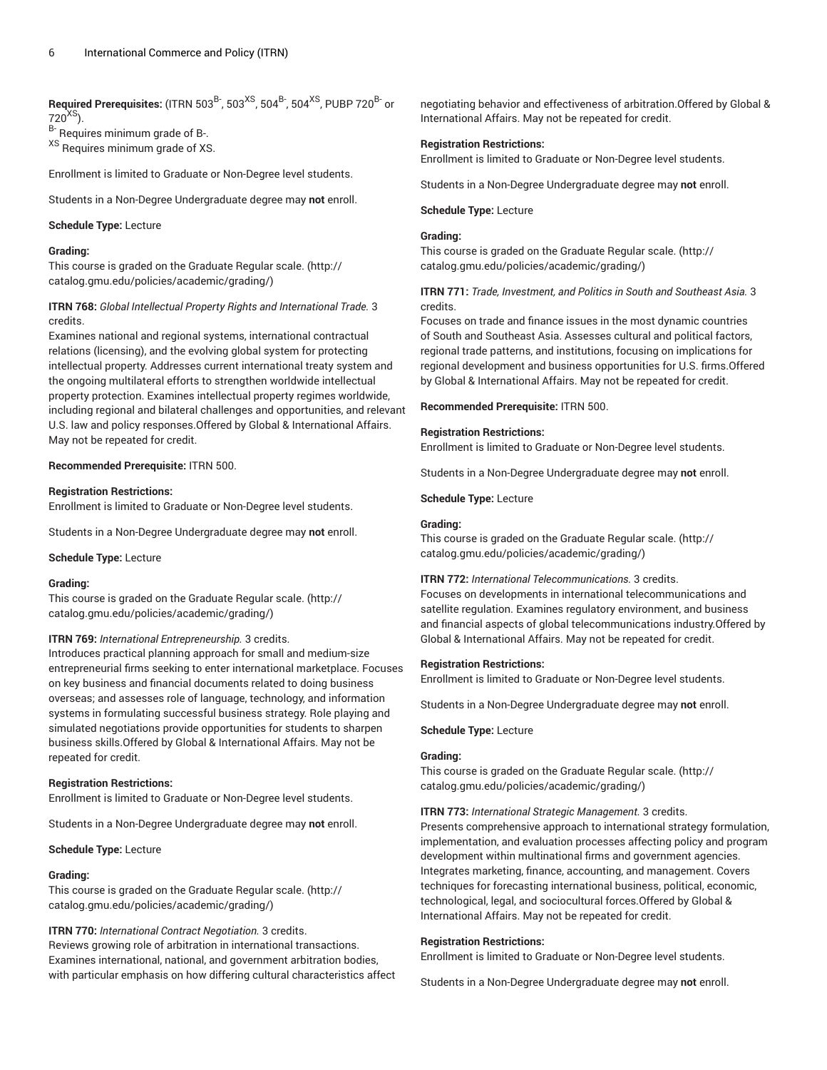**Required Prerequisites:** (ITRN 503[B-], 503[XS], 504[B-], 504[XS], PUBP 720[B-] or 720[XS]).
[B-] Requires minimum grade of B-.
[XS] Requires minimum grade of XS.

Enrollment is limited to Graduate or Non-Degree level students.

Students in a Non-Degree Undergraduate degree may **not** enroll.

**Schedule Type:** Lecture

**Grading:**
This course is graded on the Graduate Regular scale. (http://catalog.gmu.edu/policies/academic/grading/)

**ITRN 768:** *Global Intellectual Property Rights and International Trade.* 3 credits.
Examines national and regional systems, international contractual relations (licensing), and the evolving global system for protecting intellectual property. Addresses current international treaty system and the ongoing multilateral efforts to strengthen worldwide intellectual property protection. Examines intellectual property regimes worldwide, including regional and bilateral challenges and opportunities, and relevant U.S. law and policy responses.Offered by Global & International Affairs. May not be repeated for credit.

**Recommended Prerequisite:** ITRN 500.

**Registration Restrictions:**
Enrollment is limited to Graduate or Non-Degree level students.

Students in a Non-Degree Undergraduate degree may **not** enroll.

**Schedule Type:** Lecture

**Grading:**
This course is graded on the Graduate Regular scale. (http://catalog.gmu.edu/policies/academic/grading/)

**ITRN 769:** *International Entrepreneurship.* 3 credits.
Introduces practical planning approach for small and medium-size entrepreneurial firms seeking to enter international marketplace. Focuses on key business and financial documents related to doing business overseas; and assesses role of language, technology, and information systems in formulating successful business strategy. Role playing and simulated negotiations provide opportunities for students to sharpen business skills.Offered by Global & International Affairs. May not be repeated for credit.

**Registration Restrictions:**
Enrollment is limited to Graduate or Non-Degree level students.

Students in a Non-Degree Undergraduate degree may **not** enroll.

**Schedule Type:** Lecture

**Grading:**
This course is graded on the Graduate Regular scale. (http://catalog.gmu.edu/policies/academic/grading/)

**ITRN 770:** *International Contract Negotiation.* 3 credits.
Reviews growing role of arbitration in international transactions. Examines international, national, and government arbitration bodies, with particular emphasis on how differing cultural characteristics affect negotiating behavior and effectiveness of arbitration.Offered by Global & International Affairs. May not be repeated for credit.

**Registration Restrictions:**
Enrollment is limited to Graduate or Non-Degree level students.

Students in a Non-Degree Undergraduate degree may **not** enroll.

**Schedule Type:** Lecture

**Grading:**
This course is graded on the Graduate Regular scale. (http://catalog.gmu.edu/policies/academic/grading/)

**ITRN 771:** *Trade, Investment, and Politics in South and Southeast Asia.* 3 credits.
Focuses on trade and finance issues in the most dynamic countries of South and Southeast Asia. Assesses cultural and political factors, regional trade patterns, and institutions, focusing on implications for regional development and business opportunities for U.S. firms.Offered by Global & International Affairs. May not be repeated for credit.

**Recommended Prerequisite:** ITRN 500.

**Registration Restrictions:**
Enrollment is limited to Graduate or Non-Degree level students.

Students in a Non-Degree Undergraduate degree may **not** enroll.

**Schedule Type:** Lecture

**Grading:**
This course is graded on the Graduate Regular scale. (http://catalog.gmu.edu/policies/academic/grading/)

**ITRN 772:** *International Telecommunications.* 3 credits.
Focuses on developments in international telecommunications and satellite regulation. Examines regulatory environment, and business and financial aspects of global telecommunications industry.Offered by Global & International Affairs. May not be repeated for credit.

**Registration Restrictions:**
Enrollment is limited to Graduate or Non-Degree level students.

Students in a Non-Degree Undergraduate degree may **not** enroll.

**Schedule Type:** Lecture

**Grading:**
This course is graded on the Graduate Regular scale. (http://catalog.gmu.edu/policies/academic/grading/)

**ITRN 773:** *International Strategic Management.* 3 credits.
Presents comprehensive approach to international strategy formulation, implementation, and evaluation processes affecting policy and program development within multinational firms and government agencies. Integrates marketing, finance, accounting, and management. Covers techniques for forecasting international business, political, economic, technological, legal, and sociocultural forces.Offered by Global & International Affairs. May not be repeated for credit.

**Registration Restrictions:**
Enrollment is limited to Graduate or Non-Degree level students.

Students in a Non-Degree Undergraduate degree may **not** enroll.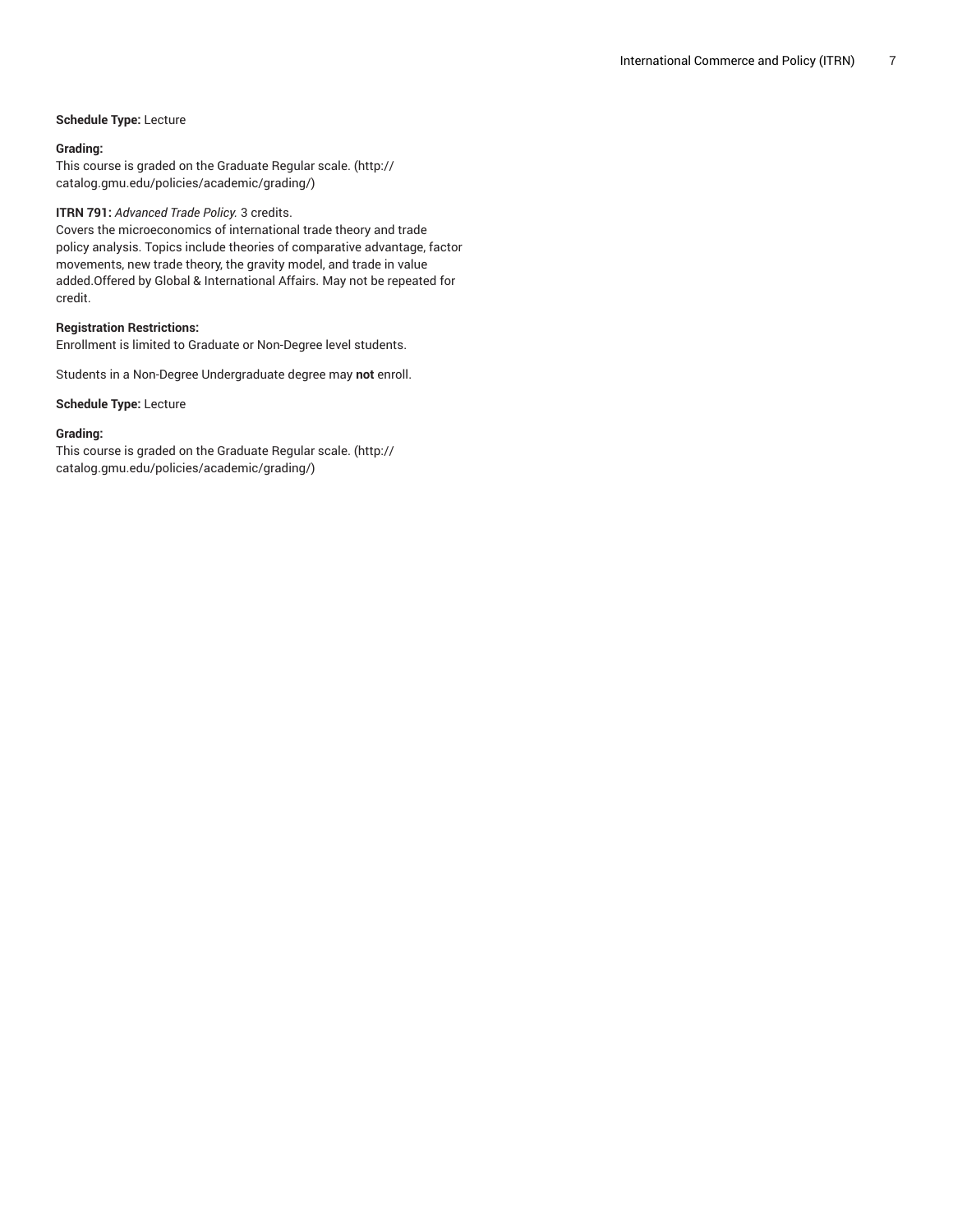**Schedule Type:** Lecture

**Grading:**
This course is graded on the Graduate Regular scale. (http://catalog.gmu.edu/policies/academic/grading/)

**ITRN 791:** *Advanced Trade Policy.* 3 credits.
Covers the microeconomics of international trade theory and trade policy analysis. Topics include theories of comparative advantage, factor movements, new trade theory, the gravity model, and trade in value added.Offered by Global & International Affairs. May not be repeated for credit.

**Registration Restrictions:**
Enrollment is limited to Graduate or Non-Degree level students.

Students in a Non-Degree Undergraduate degree may **not** enroll.

**Schedule Type:** Lecture

**Grading:**
This course is graded on the Graduate Regular scale. (http://catalog.gmu.edu/policies/academic/grading/)